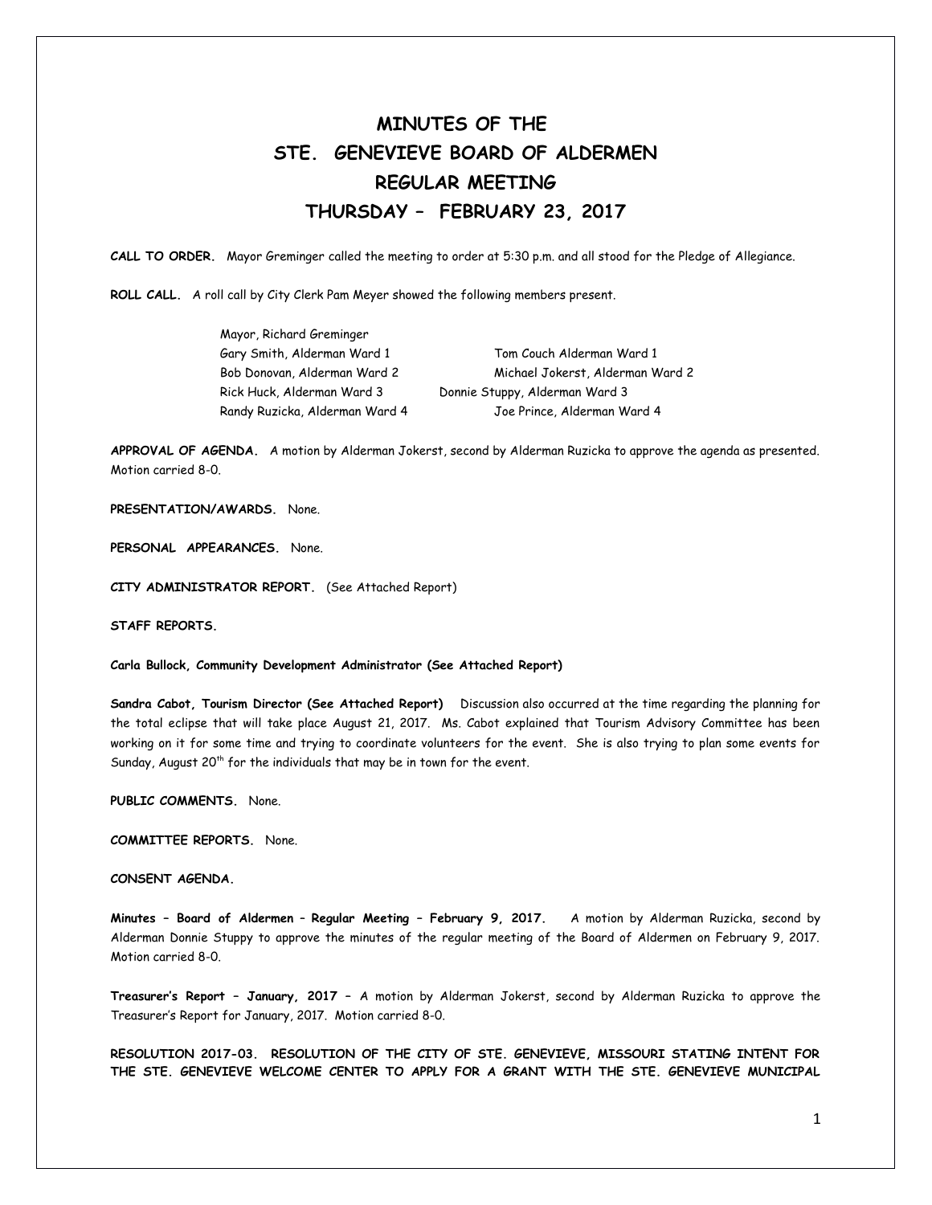# MINUTES OF THE
# STE. GENEVIEVE BOARD OF ALDERMEN
# REGULAR MEETING
# THURSDAY – FEBRUARY 23, 2017

**CALL TO ORDER.** Mayor Greminger called the meeting to order at 5:30 p.m. and all stood for the Pledge of Allegiance.

**ROLL CALL.** A roll call by City Clerk Pam Meyer showed the following members present.

Mayor, Richard Greminger

| | |
|---|---|
| Gary Smith, Alderman Ward 1 | Tom Couch Alderman Ward 1 |
| Bob Donovan, Alderman Ward 2 | Michael Jokerst, Alderman Ward 2 |
| Rick Huck, Alderman Ward 3 | Donnie Stuppy, Alderman Ward 3 |
| Randy Ruzicka, Alderman Ward 4 | Joe Prince, Alderman Ward 4 |

**APPROVAL OF AGENDA.** A motion by Alderman Jokerst, second by Alderman Ruzicka to approve the agenda as presented. Motion carried 8-0.

**PRESENTATION/AWARDS.** None.

**PERSONAL APPEARANCES.** None.

**CITY ADMINISTRATOR REPORT.** (See Attached Report)

**STAFF REPORTS.**

**Carla Bullock, Community Development Administrator (See Attached Report)**

**Sandra Cabot, Tourism Director (See Attached Report)** Discussion also occurred at the time regarding the planning for the total eclipse that will take place August 21, 2017. Ms. Cabot explained that Tourism Advisory Committee has been working on it for some time and trying to coordinate volunteers for the event. She is also trying to plan some events for Sunday, August 20th for the individuals that may be in town for the event.

**PUBLIC COMMENTS.** None.

**COMMITTEE REPORTS.** None.

**CONSENT AGENDA.**

**Minutes – Board of Aldermen – Regular Meeting – February 9, 2017.** A motion by Alderman Ruzicka, second by Alderman Donnie Stuppy to approve the minutes of the regular meeting of the Board of Aldermen on February 9, 2017. Motion carried 8-0.

**Treasurer's Report – January, 2017 –** A motion by Alderman Jokerst, second by Alderman Ruzicka to approve the Treasurer's Report for January, 2017. Motion carried 8-0.

**RESOLUTION 2017-03. RESOLUTION OF THE CITY OF STE. GENEVIEVE, MISSOURI STATING INTENT FOR THE STE. GENEVIEVE WELCOME CENTER TO APPLY FOR A GRANT WITH THE STE. GENEVIEVE MUNICIPAL**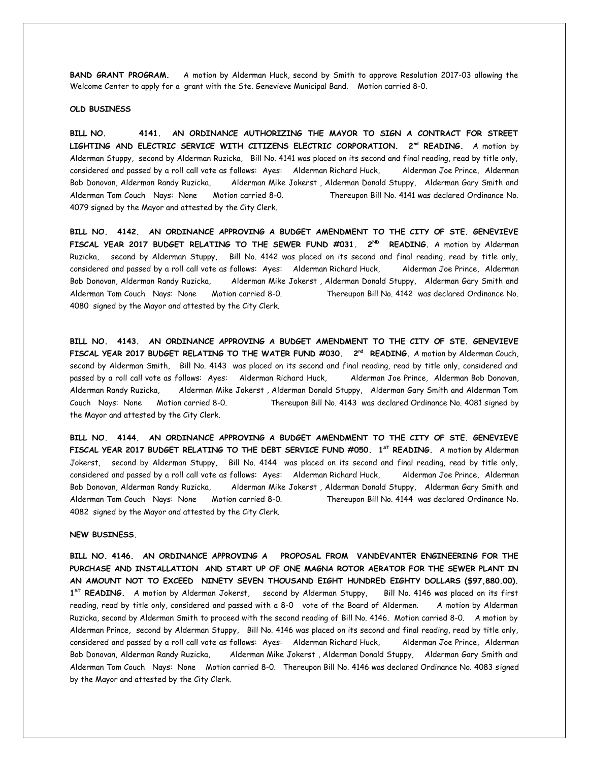**BAND GRANT PROGRAM.** A motion by Alderman Huck, second by Smith to approve Resolution 2017-03 allowing the Welcome Center to apply for a grant with the Ste. Genevieve Municipal Band. Motion carried 8-0.

**OLD BUSINESS**

**BILL NO. 4141. AN ORDINANCE AUTHORIZING THE MAYOR TO SIGN A CONTRACT FOR STREET LIGHTING AND ELECTRIC SERVICE WITH CITIZENS ELECTRIC CORPORATION. 2nd READING.** A motion by Alderman Stuppy, second by Alderman Ruzicka, Bill No. 4141 was placed on its second and final reading, read by title only, considered and passed by a roll call vote as follows: Ayes: Alderman Richard Huck, Alderman Joe Prince, Alderman Bob Donovan, Alderman Randy Ruzicka, Alderman Mike Jokerst , Alderman Donald Stuppy, Alderman Gary Smith and Alderman Tom Couch Nays: None Motion carried 8-0. Thereupon Bill No. 4141 was declared Ordinance No. 4079 signed by the Mayor and attested by the City Clerk.

**BILL NO. 4142. AN ORDINANCE APPROVING A BUDGET AMENDMENT TO THE CITY OF STE. GENEVIEVE FISCAL YEAR 2017 BUDGET RELATING TO THE SEWER FUND #031. 2ND READING.** A motion by Alderman Ruzicka, second by Alderman Stuppy, Bill No. 4142 was placed on its second and final reading, read by title only, considered and passed by a roll call vote as follows: Ayes: Alderman Richard Huck, Alderman Joe Prince, Alderman Bob Donovan, Alderman Randy Ruzicka, Alderman Mike Jokerst , Alderman Donald Stuppy, Alderman Gary Smith and Alderman Tom Couch Nays: None Motion carried 8-0. Thereupon Bill No. 4142 was declared Ordinance No. 4080 signed by the Mayor and attested by the City Clerk.

**BILL NO. 4143. AN ORDINANCE APPROVING A BUDGET AMENDMENT TO THE CITY OF STE. GENEVIEVE FISCAL YEAR 2017 BUDGET RELATING TO THE WATER FUND #030. 2nd READING.** A motion by Alderman Couch, second by Alderman Smith, Bill No. 4143 was placed on its second and final reading, read by title only, considered and passed by a roll call vote as follows: Ayes: Alderman Richard Huck, Alderman Joe Prince, Alderman Bob Donovan, Alderman Randy Ruzicka, Alderman Mike Jokerst , Alderman Donald Stuppy, Alderman Gary Smith and Alderman Tom Couch Nays: None Motion carried 8-0. Thereupon Bill No. 4143 was declared Ordinance No. 4081 signed by the Mayor and attested by the City Clerk.

**BILL NO. 4144. AN ORDINANCE APPROVING A BUDGET AMENDMENT TO THE CITY OF STE. GENEVIEVE FISCAL YEAR 2017 BUDGET RELATING TO THE DEBT SERVICE FUND #050. 1ST READING.** A motion by Alderman Jokerst, second by Alderman Stuppy, Bill No. 4144 was placed on its second and final reading, read by title only, considered and passed by a roll call vote as follows: Ayes: Alderman Richard Huck, Alderman Joe Prince, Alderman Bob Donovan, Alderman Randy Ruzicka, Alderman Mike Jokerst , Alderman Donald Stuppy, Alderman Gary Smith and Alderman Tom Couch Nays: None Motion carried 8-0. Thereupon Bill No. 4144 was declared Ordinance No. 4082 signed by the Mayor and attested by the City Clerk.

**NEW BUSINESS.**

**BILL NO. 4146. AN ORDINANCE APPROVING A PROPOSAL FROM VANDEVANTER ENGINEERING FOR THE PURCHASE AND INSTALLATION AND START UP OF ONE MAGNA ROTOR AERATOR FOR THE SEWER PLANT IN AN AMOUNT NOT TO EXCEED NINETY SEVEN THOUSAND EIGHT HUNDRED EIGHTY DOLLARS ($97,880.00). 1ST READING.** A motion by Alderman Jokerst, second by Alderman Stuppy, Bill No. 4146 was placed on its first reading, read by title only, considered and passed with a 8-0 vote of the Board of Aldermen. A motion by Alderman Ruzicka, second by Alderman Smith to proceed with the second reading of Bill No. 4146. Motion carried 8-0. A motion by Alderman Prince, second by Alderman Stuppy, Bill No. 4146 was placed on its second and final reading, read by title only, considered and passed by a roll call vote as follows: Ayes: Alderman Richard Huck, Alderman Joe Prince, Alderman Bob Donovan, Alderman Randy Ruzicka, Alderman Mike Jokerst , Alderman Donald Stuppy, Alderman Gary Smith and Alderman Tom Couch Nays: None Motion carried 8-0. Thereupon Bill No. 4146 was declared Ordinance No. 4083 signed by the Mayor and attested by the City Clerk.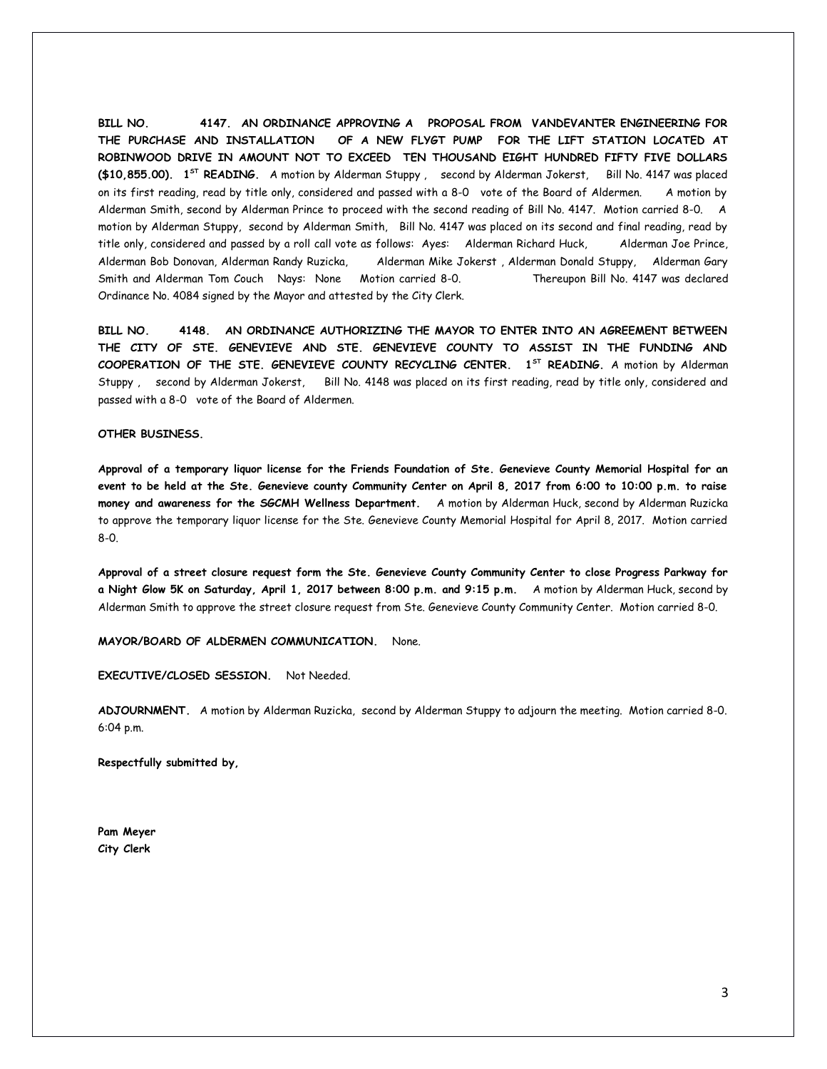**BILL NO. 4147. AN ORDINANCE APPROVING A PROPOSAL FROM VANDEVANTER ENGINEERING FOR THE PURCHASE AND INSTALLATION OF A NEW FLYGT PUMP FOR THE LIFT STATION LOCATED AT ROBINWOOD DRIVE IN AMOUNT NOT TO EXCEED TEN THOUSAND EIGHT HUNDRED FIFTY FIVE DOLLARS ($10,855.00). 1ST READING.** A motion by Alderman Stuppy , second by Alderman Jokerst, Bill No. 4147 was placed on its first reading, read by title only, considered and passed with a 8-0 vote of the Board of Aldermen. A motion by Alderman Smith, second by Alderman Prince to proceed with the second reading of Bill No. 4147. Motion carried 8-0. A motion by Alderman Stuppy, second by Alderman Smith, Bill No. 4147 was placed on its second and final reading, read by title only, considered and passed by a roll call vote as follows: Ayes: Alderman Richard Huck, Alderman Joe Prince, Alderman Bob Donovan, Alderman Randy Ruzicka, Alderman Mike Jokerst , Alderman Donald Stuppy, Alderman Gary Smith and Alderman Tom Couch Nays: None Motion carried 8-0. Thereupon Bill No. 4147 was declared Ordinance No. 4084 signed by the Mayor and attested by the City Clerk.

**BILL NO. 4148. AN ORDINANCE AUTHORIZING THE MAYOR TO ENTER INTO AN AGREEMENT BETWEEN THE CITY OF STE. GENEVIEVE AND STE. GENEVIEVE COUNTY TO ASSIST IN THE FUNDING AND COOPERATION OF THE STE. GENEVIEVE COUNTY RECYCLING CENTER. 1ST READING.** A motion by Alderman Stuppy , second by Alderman Jokerst, Bill No. 4148 was placed on its first reading, read by title only, considered and passed with a 8-0 vote of the Board of Aldermen.

**OTHER BUSINESS.**

**Approval of a temporary liquor license for the Friends Foundation of Ste. Genevieve County Memorial Hospital for an event to be held at the Ste. Genevieve county Community Center on April 8, 2017 from 6:00 to 10:00 p.m. to raise money and awareness for the SGCMH Wellness Department.** A motion by Alderman Huck, second by Alderman Ruzicka to approve the temporary liquor license for the Ste. Genevieve County Memorial Hospital for April 8, 2017. Motion carried 8-0.

**Approval of a street closure request form the Ste. Genevieve County Community Center to close Progress Parkway for a Night Glow 5K on Saturday, April 1, 2017 between 8:00 p.m. and 9:15 p.m.** A motion by Alderman Huck, second by Alderman Smith to approve the street closure request from Ste. Genevieve County Community Center. Motion carried 8-0.

**MAYOR/BOARD OF ALDERMEN COMMUNICATION.** None.

**EXECUTIVE/CLOSED SESSION.** Not Needed.

**ADJOURNMENT.** A motion by Alderman Ruzicka, second by Alderman Stuppy to adjourn the meeting. Motion carried 8-0. 6:04 p.m.

**Respectfully submitted by,**

**Pam Meyer**
**City Clerk**